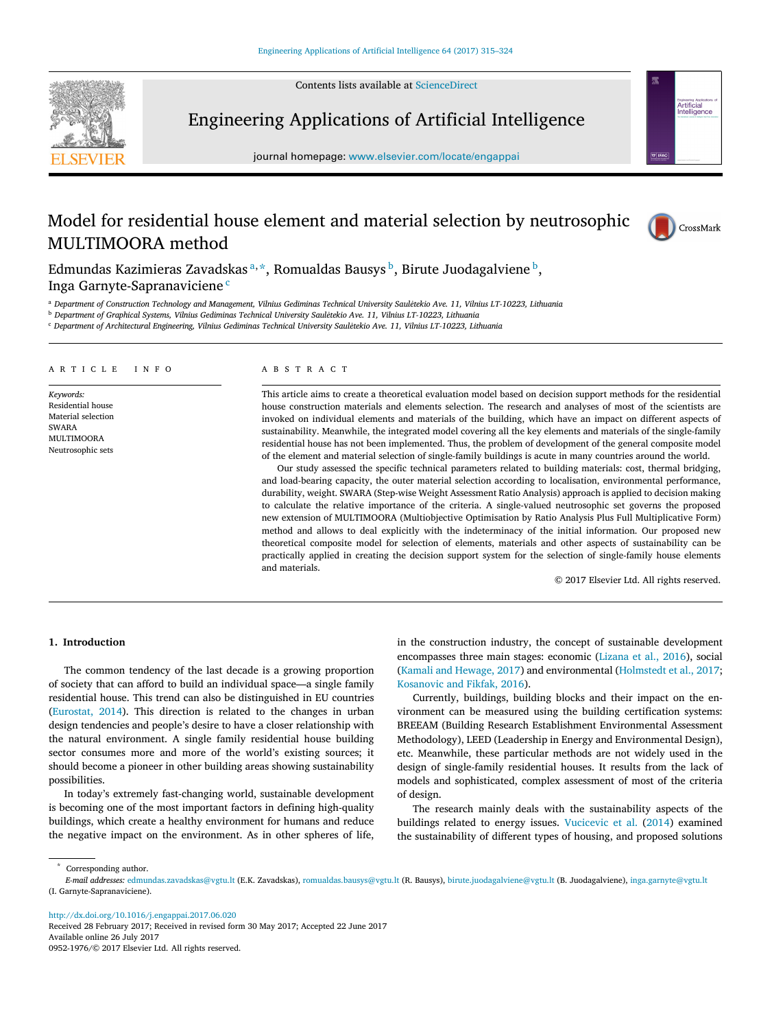# Model for residential house element and material selection by neutrosophic MULTIMOORA method

Edmundas Kazimieras Zavadskas[a,*], Romualdas Bausys[b], Birute Juodagalviene[b], Inga Garnyte-Sapranaviciene[c]

[a] Department of Construction Technology and Management, Vilnius Gediminas Technical University Saulėtekio Ave. 11, Vilnius LT-10223, Lithuania
[b] Department of Graphical Systems, Vilnius Gediminas Technical University Saulėtekio Ave. 11, Vilnius LT-10223, Lithuania
[c] Department of Architectural Engineering, Vilnius Gediminas Technical University Saulėtekio Ave. 11, Vilnius LT-10223, Lithuania

## ARTICLE INFO

*Keywords:*
Residential house
Material selection
SWARA
MULTIMOORA
Neutrosophic sets

## ABSTRACT

This article aims to create a theoretical evaluation model based on decision support methods for the residential house construction materials and elements selection. The research and analyses of most of the scientists are invoked on individual elements and materials of the building, which have an impact on different aspects of sustainability. Meanwhile, the integrated model covering all the key elements and materials of the single-family residential house has not been implemented. Thus, the problem of development of the general composite model of the element and material selection of single-family buildings is acute in many countries around the world.

Our study assessed the specific technical parameters related to building materials: cost, thermal bridging, and load-bearing capacity, the outer material selection according to localisation, environmental performance, durability, weight. SWARA (Step-wise Weight Assessment Ratio Analysis) approach is applied to decision making to calculate the relative importance of the criteria. A single-valued neutrosophic set governs the proposed new extension of MULTIMOORA (Multiobjective Optimisation by Ratio Analysis Plus Full Multiplicative Form) method and allows to deal explicitly with the indeterminacy of the initial information. Our proposed new theoretical composite model for selection of elements, materials and other aspects of sustainability can be practically applied in creating the decision support system for the selection of single-family house elements and materials.

© 2017 Elsevier Ltd. All rights reserved.

## 1. Introduction

The common tendency of the last decade is a growing proportion of society that can afford to build an individual space—a single family residential house. This trend can also be distinguished in EU countries (Eurostat, 2014). This direction is related to the changes in urban design tendencies and people's desire to have a closer relationship with the natural environment. A single family residential house building sector consumes more and more of the world's existing sources; it should become a pioneer in other building areas showing sustainability possibilities.

In today's extremely fast-changing world, sustainable development is becoming one of the most important factors in defining high-quality buildings, which create a healthy environment for humans and reduce the negative impact on the environment. As in other spheres of life, in the construction industry, the concept of sustainable development encompasses three main stages: economic (Lizana et al., 2016), social (Kamali and Hewage, 2017) and environmental (Holmstedt et al., 2017; Kosanovic and Fikfak, 2016).

Currently, buildings, building blocks and their impact on the environment can be measured using the building certification systems: BREEAM (Building Research Establishment Environmental Assessment Methodology), LEED (Leadership in Energy and Environmental Design), etc. Meanwhile, these particular methods are not widely used in the design of single-family residential houses. It results from the lack of models and sophisticated, complex assessment of most of the criteria of design.

The research mainly deals with the sustainability aspects of the buildings related to energy issues. Vucicevic et al. (2014) examined the sustainability of different types of housing, and proposed solutions

* Corresponding author.
*E-mail addresses:* edmundas.zavadskas@vgtu.lt (E.K. Zavadskas), romualdas.bausys@vgtu.lt (R. Bausys), birute.juodagalviene@vgtu.lt (B. Juodagalviene), inga.garnyte@vgtu.lt (I. Garnyte-Sapranaviciene).

http://dx.doi.org/10.1016/j.engappai.2017.06.020
Received 28 February 2017; Received in revised form 30 May 2017; Accepted 22 June 2017
Available online 26 July 2017
0952-1976/© 2017 Elsevier Ltd. All rights reserved.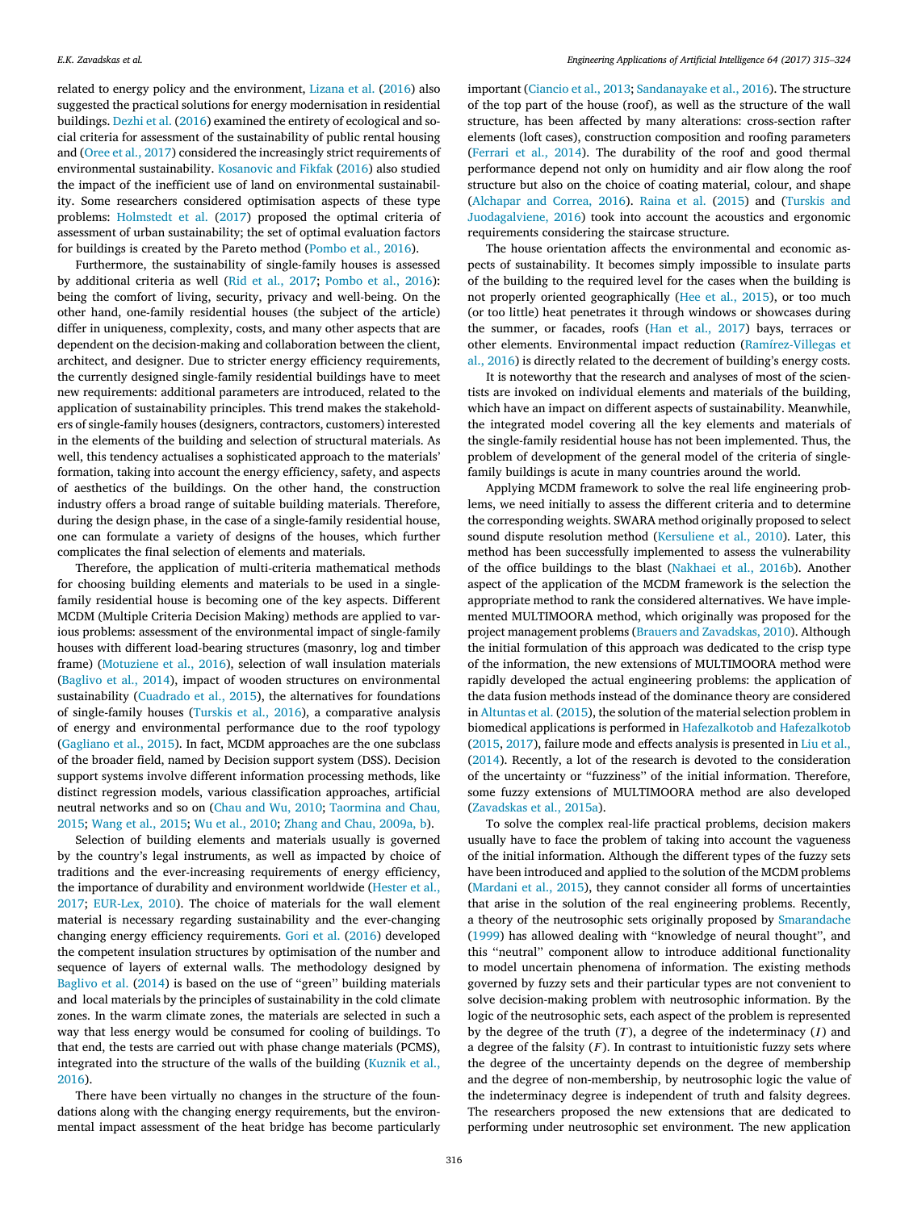related to energy policy and the environment, Lizana et al. (2016) also suggested the practical solutions for energy modernisation in residential buildings. Dezhi et al. (2016) examined the entirety of ecological and social criteria for assessment of the sustainability of public rental housing and (Oree et al., 2017) considered the increasingly strict requirements of environmental sustainability. Kosanovic and Fikfak (2016) also studied the impact of the inefficient use of land on environmental sustainability. Some researchers considered optimisation aspects of these type problems: Holmstedt et al. (2017) proposed the optimal criteria of assessment of urban sustainability; the set of optimal evaluation factors for buildings is created by the Pareto method (Pombo et al., 2016).

Furthermore, the sustainability of single-family houses is assessed by additional criteria as well (Rid et al., 2017; Pombo et al., 2016): being the comfort of living, security, privacy and well-being. On the other hand, one-family residential houses (the subject of the article) differ in uniqueness, complexity, costs, and many other aspects that are dependent on the decision-making and collaboration between the client, architect, and designer. Due to stricter energy efficiency requirements, the currently designed single-family residential buildings have to meet new requirements: additional parameters are introduced, related to the application of sustainability principles. This trend makes the stakeholders of single-family houses (designers, contractors, customers) interested in the elements of the building and selection of structural materials. As well, this tendency actualises a sophisticated approach to the materials' formation, taking into account the energy efficiency, safety, and aspects of aesthetics of the buildings. On the other hand, the construction industry offers a broad range of suitable building materials. Therefore, during the design phase, in the case of a single-family residential house, one can formulate a variety of designs of the houses, which further complicates the final selection of elements and materials.

Therefore, the application of multi-criteria mathematical methods for choosing building elements and materials to be used in a single-family residential house is becoming one of the key aspects. Different MCDM (Multiple Criteria Decision Making) methods are applied to various problems: assessment of the environmental impact of single-family houses with different load-bearing structures (masonry, log and timber frame) (Motuziene et al., 2016), selection of wall insulation materials (Baglivo et al., 2014), impact of wooden structures on environmental sustainability (Cuadrado et al., 2015), the alternatives for foundations of single-family houses (Turskis et al., 2016), a comparative analysis of energy and environmental performance due to the roof typology (Gagliano et al., 2015). In fact, MCDM approaches are the one subclass of the broader field, named by Decision support system (DSS). Decision support systems involve different information processing methods, like distinct regression models, various classification approaches, artificial neutral networks and so on (Chau and Wu, 2010; Taormina and Chau, 2015; Wang et al., 2015; Wu et al., 2010; Zhang and Chau, 2009a, b).

Selection of building elements and materials usually is governed by the country's legal instruments, as well as impacted by choice of traditions and the ever-increasing requirements of energy efficiency, the importance of durability and environment worldwide (Hester et al., 2017; EUR-Lex, 2010). The choice of materials for the wall element material is necessary regarding sustainability and the ever-changing changing energy efficiency requirements. Gori et al. (2016) developed the competent insulation structures by optimisation of the number and sequence of layers of external walls. The methodology designed by Baglivo et al. (2014) is based on the use of "green" building materials and local materials by the principles of sustainability in the cold climate zones. In the warm climate zones, the materials are selected in such a way that less energy would be consumed for cooling of buildings. To that end, the tests are carried out with phase change materials (PCMS), integrated into the structure of the walls of the building (Kuznik et al., 2016).

There have been virtually no changes in the structure of the foundations along with the changing energy requirements, but the environmental impact assessment of the heat bridge has become particularly important (Ciancio et al., 2013; Sandanayake et al., 2016). The structure of the top part of the house (roof), as well as the structure of the wall structure, has been affected by many alterations: cross-section rafter elements (loft cases), construction composition and roofing parameters (Ferrari et al., 2014). The durability of the roof and good thermal performance depend not only on humidity and air flow along the roof structure but also on the choice of coating material, colour, and shape (Alchapar and Correa, 2016). Raina et al. (2015) and (Turskis and Juodagalviene, 2016) took into account the acoustics and ergonomic requirements considering the staircase structure.

The house orientation affects the environmental and economic aspects of sustainability. It becomes simply impossible to insulate parts of the building to the required level for the cases when the building is not properly oriented geographically (Hee et al., 2015), or too much (or too little) heat penetrates it through windows or showcases during the summer, or facades, roofs (Han et al., 2017) bays, terraces or other elements. Environmental impact reduction (Ramírez-Villegas et al., 2016) is directly related to the decrement of building's energy costs.

It is noteworthy that the research and analyses of most of the scientists are invoked on individual elements and materials of the building, which have an impact on different aspects of sustainability. Meanwhile, the integrated model covering all the key elements and materials of the single-family residential house has not been implemented. Thus, the problem of development of the general model of the criteria of single-family buildings is acute in many countries around the world.

Applying MCDM framework to solve the real life engineering problems, we need initially to assess the different criteria and to determine the corresponding weights. SWARA method originally proposed to select sound dispute resolution method (Kersuliene et al., 2010). Later, this method has been successfully implemented to assess the vulnerability of the office buildings to the blast (Nakhaei et al., 2016b). Another aspect of the application of the MCDM framework is the selection the appropriate method to rank the considered alternatives. We have implemented MULTIMOORA method, which originally was proposed for the project management problems (Brauers and Zavadskas, 2010). Although the initial formulation of this approach was dedicated to the crisp type of the information, the new extensions of MULTIMOORA method were rapidly developed the actual engineering problems: the application of the data fusion methods instead of the dominance theory are considered in Altuntas et al. (2015), the solution of the material selection problem in biomedical applications is performed in Hafezalkotob and Hafezalkotob (2015, 2017), failure mode and effects analysis is presented in Liu et al., (2014). Recently, a lot of the research is devoted to the consideration of the uncertainty or "fuzziness" of the initial information. Therefore, some fuzzy extensions of MULTIMOORA method are also developed (Zavadskas et al., 2015a).

To solve the complex real-life practical problems, decision makers usually have to face the problem of taking into account the vagueness of the initial information. Although the different types of the fuzzy sets have been introduced and applied to the solution of the MCDM problems (Mardani et al., 2015), they cannot consider all forms of uncertainties that arise in the solution of the real engineering problems. Recently, a theory of the neutrosophic sets originally proposed by Smarandache (1999) has allowed dealing with "knowledge of neural thought", and this "neutral" component allow to introduce additional functionality to model uncertain phenomena of information. The existing methods governed by fuzzy sets and their particular types are not convenient to solve decision-making problem with neutrosophic information. By the logic of the neutrosophic sets, each aspect of the problem is represented by the degree of the truth ($T$), a degree of the indeterminacy ($I$) and a degree of the falsity ($F$). In contrast to intuitionistic fuzzy sets where the degree of the uncertainty depends on the degree of membership and the degree of non-membership, by neutrosophic logic the value of the indeterminacy degree is independent of truth and falsity degrees. The researchers proposed the new extensions that are dedicated to performing under neutrosophic set environment. The new application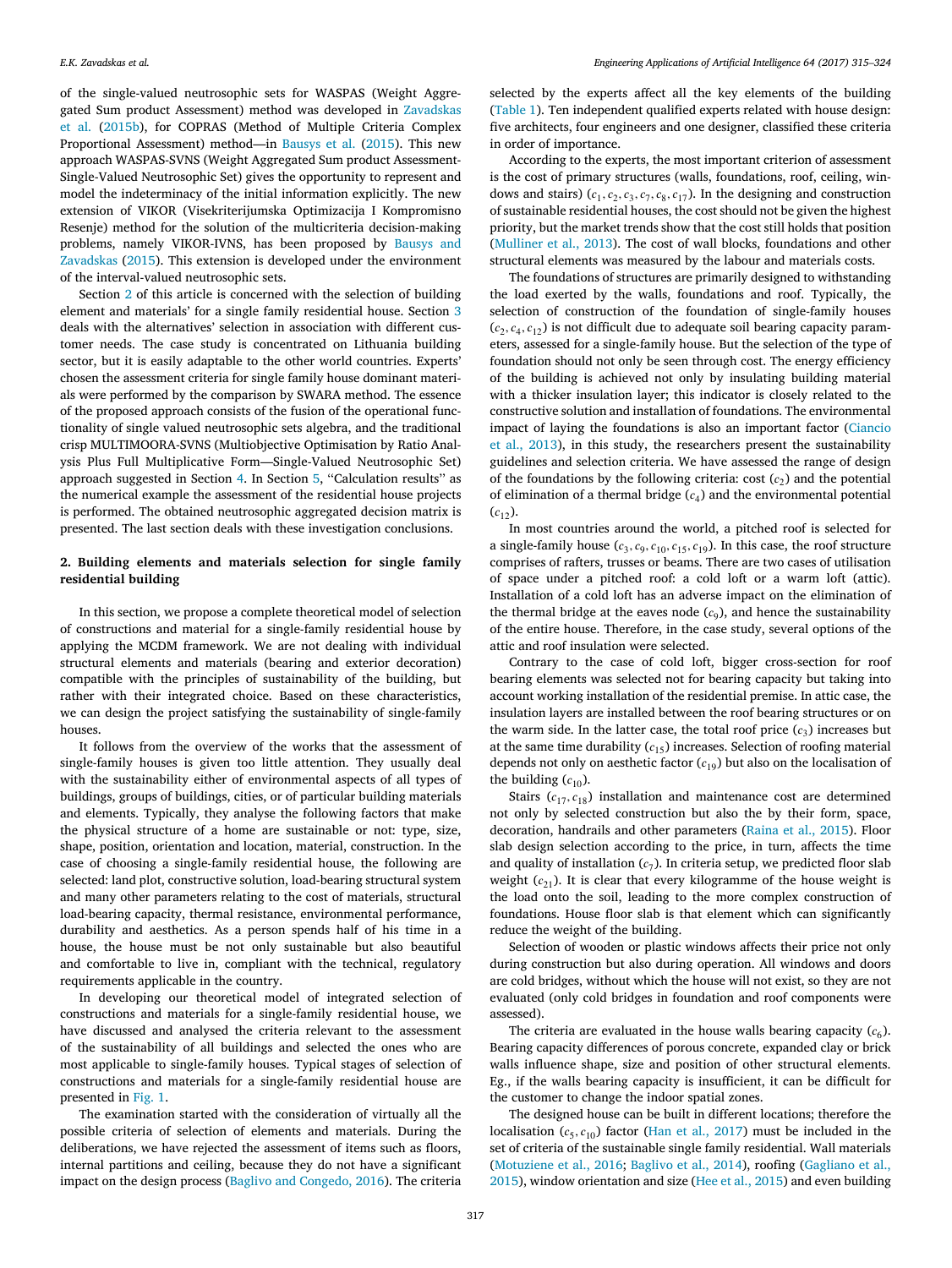of the single-valued neutrosophic sets for WASPAS (Weight Aggregated Sum product Assessment) method was developed in Zavadskas et al. (2015b), for COPRAS (Method of Multiple Criteria Complex Proportional Assessment) method—in Bausys et al. (2015). This new approach WASPAS-SVNS (Weight Aggregated Sum product Assessment-Single-Valued Neutrosophic Set) gives the opportunity to represent and model the indeterminacy of the initial information explicitly. The new extension of VIKOR (Visekriterijumska Optimizacija I Kompromisno Resenje) method for the solution of the multicriteria decision-making problems, namely VIKOR-IVNS, has been proposed by Bausys and Zavadskas (2015). This extension is developed under the environment of the interval-valued neutrosophic sets.

Section 2 of this article is concerned with the selection of building element and materials' for a single family residential house. Section 3 deals with the alternatives' selection in association with different customer needs. The case study is concentrated on Lithuania building sector, but it is easily adaptable to the other world countries. Experts' chosen the assessment criteria for single family house dominant materials were performed by the comparison by SWARA method. The essence of the proposed approach consists of the fusion of the operational functionality of single valued neutrosophic sets algebra, and the traditional crisp MULTIMOORA-SVNS (Multiobjective Optimisation by Ratio Analysis Plus Full Multiplicative Form—Single-Valued Neutrosophic Set) approach suggested in Section 4. In Section 5, "Calculation results" as the numerical example the assessment of the residential house projects is performed. The obtained neutrosophic aggregated decision matrix is presented. The last section deals with these investigation conclusions.

## 2. Building elements and materials selection for single family residential building

In this section, we propose a complete theoretical model of selection of constructions and material for a single-family residential house by applying the MCDM framework. We are not dealing with individual structural elements and materials (bearing and exterior decoration) compatible with the principles of sustainability of the building, but rather with their integrated choice. Based on these characteristics, we can design the project satisfying the sustainability of single-family houses.

It follows from the overview of the works that the assessment of single-family houses is given too little attention. They usually deal with the sustainability either of environmental aspects of all types of buildings, groups of buildings, cities, or of particular building materials and elements. Typically, they analyse the following factors that make the physical structure of a home are sustainable or not: type, size, shape, position, orientation and location, material, construction. In the case of choosing a single-family residential house, the following are selected: land plot, constructive solution, load-bearing structural system and many other parameters relating to the cost of materials, structural load-bearing capacity, thermal resistance, environmental performance, durability and aesthetics. As a person spends half of his time in a house, the house must be not only sustainable but also beautiful and comfortable to live in, compliant with the technical, regulatory requirements applicable in the country.

In developing our theoretical model of integrated selection of constructions and materials for a single-family residential house, we have discussed and analysed the criteria relevant to the assessment of the sustainability of all buildings and selected the ones who are most applicable to single-family houses. Typical stages of selection of constructions and materials for a single-family residential house are presented in Fig. 1.

The examination started with the consideration of virtually all the possible criteria of selection of elements and materials. During the deliberations, we have rejected the assessment of items such as floors, internal partitions and ceiling, because they do not have a significant impact on the design process (Baglivo and Congedo, 2016). The criteria selected by the experts affect all the key elements of the building (Table 1). Ten independent qualified experts related with house design: five architects, four engineers and one designer, classified these criteria in order of importance.

According to the experts, the most important criterion of assessment is the cost of primary structures (walls, foundations, roof, ceiling, windows and stairs) ($c_1, c_2, c_3, c_7, c_8, c_{17}$). In the designing and construction of sustainable residential houses, the cost should not be given the highest priority, but the market trends show that the cost still holds that position (Mulliner et al., 2013). The cost of wall blocks, foundations and other structural elements was measured by the labour and materials costs.

The foundations of structures are primarily designed to withstanding the load exerted by the walls, foundations and roof. Typically, the selection of construction of the foundation of single-family houses ($c_2, c_4, c_{12}$) is not difficult due to adequate soil bearing capacity parameters, assessed for a single-family house. But the selection of the type of foundation should not only be seen through cost. The energy efficiency of the building is achieved not only by insulating building material with a thicker insulation layer; this indicator is closely related to the constructive solution and installation of foundations. The environmental impact of laying the foundations is also an important factor (Ciancio et al., 2013), in this study, the researchers present the sustainability guidelines and selection criteria. We have assessed the range of design of the foundations by the following criteria: cost ($c_2$) and the potential of elimination of a thermal bridge ($c_4$) and the environmental potential ($c_{12}$).

In most countries around the world, a pitched roof is selected for a single-family house ($c_3, c_9, c_{10}, c_{15}, c_{19}$). In this case, the roof structure comprises of rafters, trusses or beams. There are two cases of utilisation of space under a pitched roof: a cold loft or a warm loft (attic). Installation of a cold loft has an adverse impact on the elimination of the thermal bridge at the eaves node ($c_9$), and hence the sustainability of the entire house. Therefore, in the case study, several options of the attic and roof insulation were selected.

Contrary to the case of cold loft, bigger cross-section for roof bearing elements was selected not for bearing capacity but taking into account working installation of the residential premise. In attic case, the insulation layers are installed between the roof bearing structures or on the warm side. In the latter case, the total roof price ($c_3$) increases but at the same time durability ($c_{15}$) increases. Selection of roofing material depends not only on aesthetic factor ($c_{19}$) but also on the localisation of the building ($c_{10}$).

Stairs ($c_{17}, c_{18}$) installation and maintenance cost are determined not only by selected construction but also the by their form, space, decoration, handrails and other parameters (Raina et al., 2015). Floor slab design selection according to the price, in turn, affects the time and quality of installation ($c_7$). In criteria setup, we predicted floor slab weight ($c_{21}$). It is clear that every kilogramme of the house weight is the load onto the soil, leading to the more complex construction of foundations. House floor slab is that element which can significantly reduce the weight of the building.

Selection of wooden or plastic windows affects their price not only during construction but also during operation. All windows and doors are cold bridges, without which the house will not exist, so they are not evaluated (only cold bridges in foundation and roof components were assessed).

The criteria are evaluated in the house walls bearing capacity ($c_6$). Bearing capacity differences of porous concrete, expanded clay or brick walls influence shape, size and position of other structural elements. Eg., if the walls bearing capacity is insufficient, it can be difficult for the customer to change the indoor spatial zones.

The designed house can be built in different locations; therefore the localisation ($c_5, c_{10}$) factor (Han et al., 2017) must be included in the set of criteria of the sustainable single family residential. Wall materials (Motuziene et al., 2016; Baglivo et al., 2014), roofing (Gagliano et al., 2015), window orientation and size (Hee et al., 2015) and even building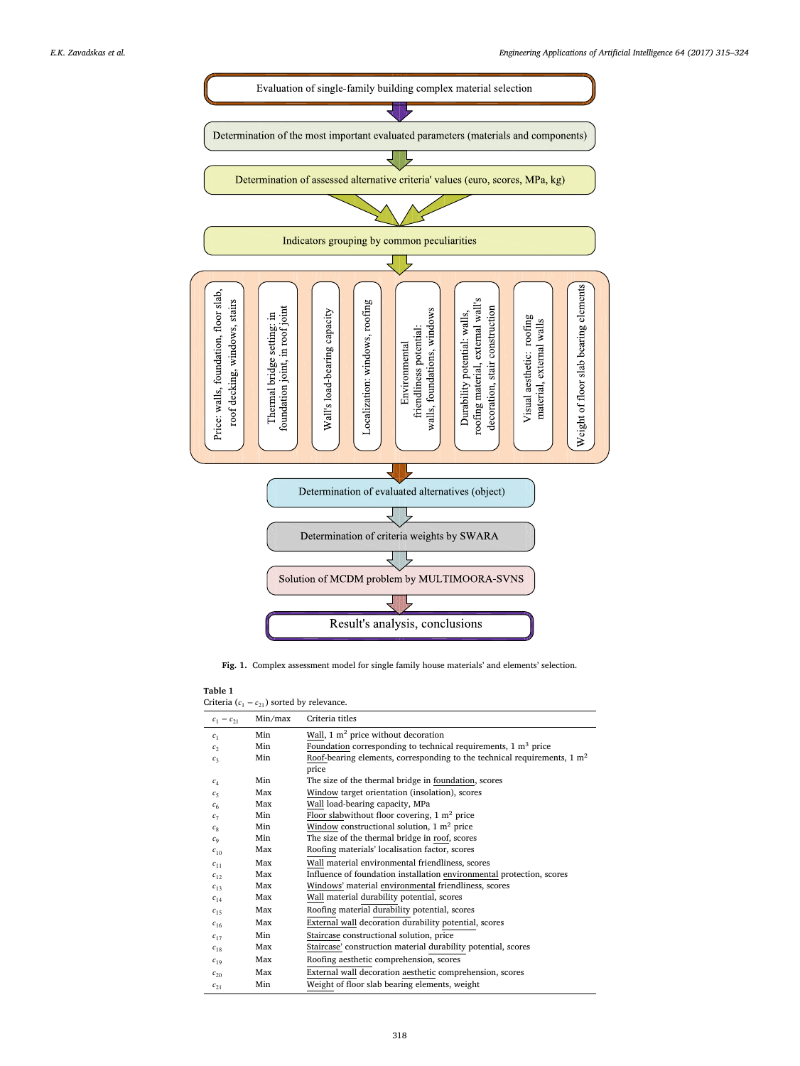Evaluation of single-family building complex material selection

Determination of the most important evaluated parameters (materials and components)

Determination of assessed alternative criteria' values (euro, scores, MPa, kg)

Indicators grouping by common peculiarities

- Price: walls, foundation, floor slab, roof decking, windows, stairs
- Thermal bridge setting: in foundation joint, in roof joint
- Wall's load-bearing capacity
- Localization: windows, roofing
- Environmental friendliness potential: walls, foundations, windows
- Durability potential: walls, roofing material, external wall's decoration, stair construction
- Visual aesthetic: roofing material, external walls
- Weight of floor slab bearing elements

Determination of evaluated alternatives (object)

Determination of criteria weights by SWARA

Solution of MCDM problem by MULTIMOORA-SVNS

Result's analysis, conclusions

**Fig. 1.** Complex assessment model for single family house materials' and elements' selection.

**Table 1**
Criteria ($c_1 - c_{21}$) sorted by relevance.

| $c_1 - c_{21}$ | Min/max | Criteria titles |
|---|---|---|
| $c_1$ | Min | Wall, 1 $m^2$ price without decoration |
| $c_2$ | Min | Foundation corresponding to technical requirements, 1 $m^3$ price |
| $c_3$ | Min | Roof-bearing elements, corresponding to the technical requirements, 1 $m^2$ price |
| $c_4$ | Min | The size of the thermal bridge in foundation, scores |
| $c_5$ | Max | Window target orientation (insolation), scores |
| $c_6$ | Max | Wall load-bearing capacity, MPa |
| $c_7$ | Min | Floor slabwithout floor covering, 1 $m^2$ price |
| $c_8$ | Min | Window constructional solution, 1 $m^2$ price |
| $c_9$ | Min | The size of the thermal bridge in roof, scores |
| $c_{10}$ | Max | Roofing materials' localisation factor, scores |
| $c_{11}$ | Max | Wall material environmental friendliness, scores |
| $c_{12}$ | Max | Influence of foundation installation environmental protection, scores |
| $c_{13}$ | Max | Windows' material environmental friendliness, scores |
| $c_{14}$ | Max | Wall material durability potential, scores |
| $c_{15}$ | Max | Roofing material durability potential, scores |
| $c_{16}$ | Max | External wall decoration durability potential, scores |
| $c_{17}$ | Min | Staircase constructional solution, price |
| $c_{18}$ | Max | Staircase' construction material durability potential, scores |
| $c_{19}$ | Max | Roofing aesthetic comprehension, scores |
| $c_{20}$ | Max | External wall decoration aesthetic comprehension, scores |
| $c_{21}$ | Min | Weight of floor slab bearing elements, weight |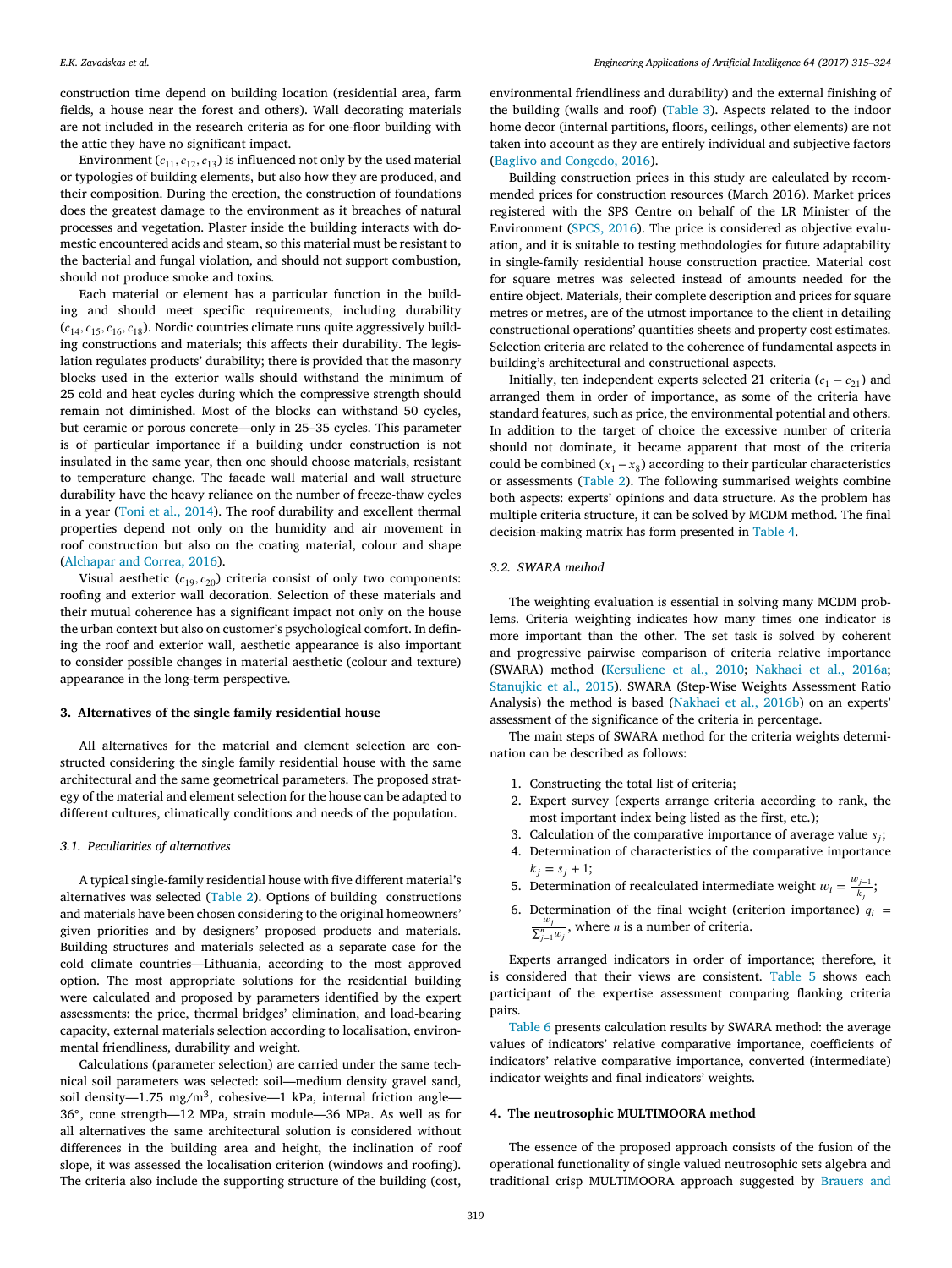construction time depend on building location (residential area, farm fields, a house near the forest and others). Wall decorating materials are not included in the research criteria as for one-floor building with the attic they have no significant impact.

Environment ($c_{11}, c_{12}, c_{13}$) is influenced not only by the used material or typologies of building elements, but also how they are produced, and their composition. During the erection, the construction of foundations does the greatest damage to the environment as it breaches of natural processes and vegetation. Plaster inside the building interacts with domestic encountered acids and steam, so this material must be resistant to the bacterial and fungal violation, and should not support combustion, should not produce smoke and toxins.

Each material or element has a particular function in the building and should meet specific requirements, including durability ($c_{14}, c_{15}, c_{16}, c_{18}$). Nordic countries climate runs quite aggressively building constructions and materials; this affects their durability. The legislation regulates products' durability; there is provided that the masonry blocks used in the exterior walls should withstand the minimum of 25 cold and heat cycles during which the compressive strength should remain not diminished. Most of the blocks can withstand 50 cycles, but ceramic or porous concrete—only in 25–35 cycles. This parameter is of particular importance if a building under construction is not insulated in the same year, then one should choose materials, resistant to temperature change. The facade wall material and wall structure durability have the heavy reliance on the number of freeze-thaw cycles in a year (Toni et al., 2014). The roof durability and excellent thermal properties depend not only on the humidity and air movement in roof construction but also on the coating material, colour and shape (Alchapar and Correa, 2016).

Visual aesthetic ($c_{19}, c_{20}$) criteria consist of only two components: roofing and exterior wall decoration. Selection of these materials and their mutual coherence has a significant impact not only on the house the urban context but also on customer's psychological comfort. In defining the roof and exterior wall, aesthetic appearance is also important to consider possible changes in material aesthetic (colour and texture) appearance in the long-term perspective.

## 3. Alternatives of the single family residential house

All alternatives for the material and element selection are constructed considering the single family residential house with the same architectural and the same geometrical parameters. The proposed strategy of the material and element selection for the house can be adapted to different cultures, climatically conditions and needs of the population.

### 3.1. Peculiarities of alternatives

A typical single-family residential house with five different material's alternatives was selected (Table 2). Options of building constructions and materials have been chosen considering to the original homeowners' given priorities and by designers' proposed products and materials. Building structures and materials selected as a separate case for the cold climate countries—Lithuania, according to the most approved option. The most appropriate solutions for the residential building were calculated and proposed by parameters identified by the expert assessments: the price, thermal bridges' elimination, and load-bearing capacity, external materials selection according to localisation, environmental friendliness, durability and weight.

Calculations (parameter selection) are carried under the same technical soil parameters was selected: soil—medium density gravel sand, soil density—1.75 mg/m$^3$, cohesive—1 kPa, internal friction angle—36°, cone strength—12 MPa, strain module—36 MPa. As well as for all alternatives the same architectural solution is considered without differences in the building area and height, the inclination of roof slope, it was assessed the localisation criterion (windows and roofing). The criteria also include the supporting structure of the building (cost, environmental friendliness and durability) and the external finishing of the building (walls and roof) (Table 3). Aspects related to the indoor home decor (internal partitions, floors, ceilings, other elements) are not taken into account as they are entirely individual and subjective factors (Baglivo and Congedo, 2016).

Building construction prices in this study are calculated by recommended prices for construction resources (March 2016). Market prices registered with the SPS Centre on behalf of the LR Minister of the Environment (SPCS, 2016). The price is considered as objective evaluation, and it is suitable to testing methodologies for future adaptability in single-family residential house construction practice. Material cost for square metres was selected instead of amounts needed for the entire object. Materials, their complete description and prices for square metres or metres, are of the utmost importance to the client in detailing constructional operations' quantities sheets and property cost estimates. Selection criteria are related to the coherence of fundamental aspects in building's architectural and constructional aspects.

Initially, ten independent experts selected 21 criteria ($c_1 - c_{21}$) and arranged them in order of importance, as some of the criteria have standard features, such as price, the environmental potential and others. In addition to the target of choice the excessive number of criteria should not dominate, it became apparent that most of the criteria could be combined ($x_1 - x_8$) according to their particular characteristics or assessments (Table 2). The following summarised weights combine both aspects: experts' opinions and data structure. As the problem has multiple criteria structure, it can be solved by MCDM method. The final decision-making matrix has form presented in Table 4.

### 3.2. SWARA method

The weighting evaluation is essential in solving many MCDM problems. Criteria weighting indicates how many times one indicator is more important than the other. The set task is solved by coherent and progressive pairwise comparison of criteria relative importance (SWARA) method (Kersuliene et al., 2010; Nakhaei et al., 2016a; Stanujkic et al., 2015). SWARA (Step-Wise Weights Assessment Ratio Analysis) the method is based (Nakhaei et al., 2016b) on an experts' assessment of the significance of the criteria in percentage.

The main steps of SWARA method for the criteria weights determination can be described as follows:

1. Constructing the total list of criteria;
2. Expert survey (experts arrange criteria according to rank, the most important index being listed as the first, etc.);
3. Calculation of the comparative importance of average value $s_j$;
4. Determination of characteristics of the comparative importance $k_j = s_j + 1$;
5. Determination of recalculated intermediate weight $w_i = \frac{w_{j-1}}{k_j}$;
6. Determination of the final weight (criterion importance) $q_i = \frac{w_j}{\sum_{j=1}^{n} w_j}$, where $n$ is a number of criteria.

Experts arranged indicators in order of importance; therefore, it is considered that their views are consistent. Table 5 shows each participant of the expertise assessment comparing flanking criteria pairs.

Table 6 presents calculation results by SWARA method: the average values of indicators' relative comparative importance, coefficients of indicators' relative comparative importance, converted (intermediate) indicator weights and final indicators' weights.

## 4. The neutrosophic MULTIMOORA method

The essence of the proposed approach consists of the fusion of the operational functionality of single valued neutrosophic sets algebra and traditional crisp MULTIMOORA approach suggested by Brauers and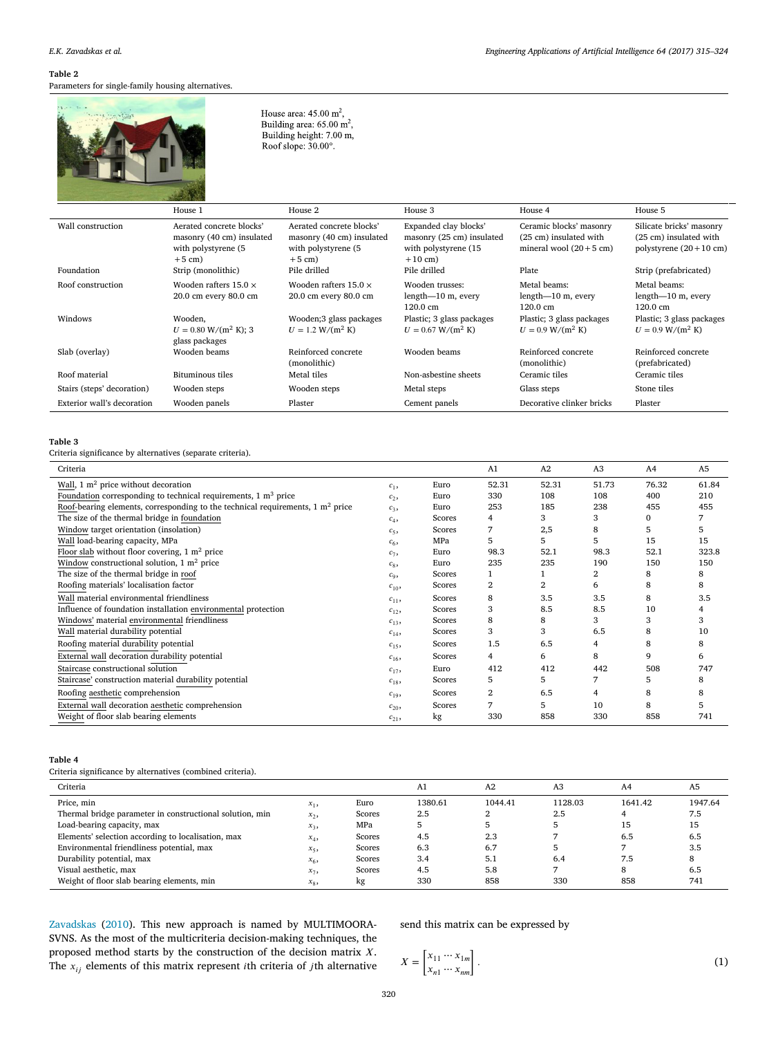**Table 2**
Parameters for single-family housing alternatives.

House area: 45.00 $m^2$,
Building area: 65.00 $m^2$,
Building height: 7.00 m,
Roof slope: 30.00°.

| | House 1 | House 2 | House 3 | House 4 | House 5 |
|---|---|---|---|---|---|
| Wall construction | Aerated concrete blocks' masonry (40 cm) insulated with polystyrene (5 +5 cm) | Aerated concrete blocks' masonry (40 cm) insulated with polystyrene (5 +5 cm) | Expanded clay blocks' masonry (25 cm) insulated with polystyrene (15 +10 cm) | Ceramic blocks' masonry (25 cm) insulated with mineral wool (20+5 cm) | Silicate bricks' masonry (25 cm) insulated with polystyrene (20+10 cm) |
| Foundation | Strip (monolithic) | Pile drilled | Pile drilled | Plate | Strip (prefabricated) |
| Roof construction | Wooden rafters 15.0 × 20.0 cm every 80.0 cm | Wooden rafters 15.0 × 20.0 cm every 80.0 cm | Wooden trusses: length—10 m, every 120.0 cm | Metal beams: length—10 m, every 120.0 cm | Metal beams: length—10 m, every 120.0 cm |
| Windows | Wooden, $U = 0.80$ W/($m^2$ K); 3 glass packages | Wooden;3 glass packages $U = 1.2$ W/($m^2$ K) | Plastic; 3 glass packages $U = 0.67$ W/($m^2$ K) | Plastic; 3 glass packages $U = 0.9$ W/($m^2$ K) | Plastic; 3 glass packages $U = 0.9$ W/($m^2$ K) |
| Slab (overlay) | Wooden beams | Reinforced concrete (monolithic) | Wooden beams | Reinforced concrete (monolithic) | Reinforced concrete (prefabricated) |
| Roof material | Bituminous tiles | Metal tiles | Non-asbestine sheets | Ceramic tiles | Ceramic tiles |
| Stairs (steps' decoration) | Wooden steps | Wooden steps | Metal steps | Glass steps | Stone tiles |
| Exterior wall's decoration | Wooden panels | Plaster | Cement panels | Decorative clinker bricks | Plaster |

**Table 3**
Criteria significance by alternatives (separate criteria).

| Criteria | | | A1 | A2 | A3 | A4 | A5 |
|---|---|---|---|---|---|---|---|
| Wall, 1 $m^2$ price without decoration | $c_1$, | Euro | 52.31 | 52.31 | 51.73 | 76.32 | 61.84 |
| Foundation corresponding to technical requirements, 1 $m^3$ price | $c_2$, | Euro | 330 | 108 | 108 | 400 | 210 |
| Roof-bearing elements, corresponding to the technical requirements, 1 $m^2$ price | $c_3$, | Euro | 253 | 185 | 238 | 455 | 455 |
| The size of the thermal bridge in foundation | $c_4$, | Scores | 4 | 3 | 3 | 0 | 7 |
| Window target orientation (insolation) | $c_5$, | Scores | 7 | 2,5 | 8 | 5 | 5 |
| Wall load-bearing capacity, MPa | $c_6$, | MPa | 5 | 5 | 5 | 15 | 15 |
| Floor slab without floor covering, 1 $m^2$ price | $c_7$, | Euro | 98.3 | 52.1 | 98.3 | 52.1 | 323.8 |
| Window constructional solution, 1 $m^2$ price | $c_8$, | Euro | 235 | 235 | 190 | 150 | 150 |
| The size of the thermal bridge in roof | $c_9$, | Scores | 1 | 1 | 2 | 8 | 8 |
| Roofing materials' localisation factor | $c_{10}$, | Scores | 2 | 2 | 6 | 8 | 8 |
| Wall material environmental friendliness | $c_{11}$, | Scores | 8 | 3.5 | 3.5 | 8 | 3.5 |
| Influence of foundation installation environmental protection | $c_{12}$, | Scores | 3 | 8.5 | 8.5 | 10 | 4 |
| Windows' material environmental friendliness | $c_{13}$, | Scores | 8 | 8 | 3 | 3 | 3 |
| Wall material durability potential | $c_{14}$, | Scores | 3 | 3 | 6.5 | 8 | 10 |
| Roofing material durability potential | $c_{15}$, | Scores | 1.5 | 6.5 | 4 | 8 | 8 |
| External wall decoration durability potential | $c_{16}$, | Scores | 4 | 6 | 8 | 9 | 6 |
| Staircase constructional solution | $c_{17}$, | Euro | 412 | 412 | 442 | 508 | 747 |
| Staircase' construction material durability potential | $c_{18}$, | Scores | 5 | 5 | 7 | 5 | 8 |
| Roofing aesthetic comprehension | $c_{19}$, | Scores | 2 | 6.5 | 4 | 8 | 8 |
| External wall decoration aesthetic comprehension | $c_{20}$, | Scores | 7 | 5 | 10 | 8 | 5 |
| Weight of floor slab bearing elements | $c_{21}$, | kg | 330 | 858 | 330 | 858 | 741 |

**Table 4**
Criteria significance by alternatives (combined criteria).

| Criteria | | | A1 | A2 | A3 | A4 | A5 |
|---|---|---|---|---|---|---|---|
| Price, min | $x_1$, | Euro | 1380.61 | 1044.41 | 1128.03 | 1641.42 | 1947.64 |
| Thermal bridge parameter in constructional solution, min | $x_2$, | Scores | 2.5 | 2 | 2.5 | 4 | 7.5 |
| Load-bearing capacity, max | $x_3$, | MPa | 5 | 5 | 5 | 15 | 15 |
| Elements' selection according to localisation, max | $x_4$, | Scores | 4.5 | 2.3 | 7 | 6.5 | 6.5 |
| Environmental friendliness potential, max | $x_5$, | Scores | 6.3 | 6.7 | 5 | 7 | 3.5 |
| Durability potential, max | $x_6$, | Scores | 3.4 | 5.1 | 6.4 | 7.5 | 8 |
| Visual aesthetic, max | $x_7$, | Scores | 4.5 | 5.8 | 7 | 8 | 6.5 |
| Weight of floor slab bearing elements, min | $x_8$, | kg | 330 | 858 | 330 | 858 | 741 |

Zavadskas (2010). This new approach is named by MULTIMOORA-SVNS. As the most of the multicriteria decision-making techniques, the proposed method starts by the construction of the decision matrix $X$. The $x_{ij}$ elements of this matrix represent $i$th criteria of $j$th alternative send this matrix can be expressed by

$$X = \begin{bmatrix} x_{11} \cdots x_{1m} \\ x_{n1} \cdots x_{nm} \end{bmatrix}. \tag{1}$$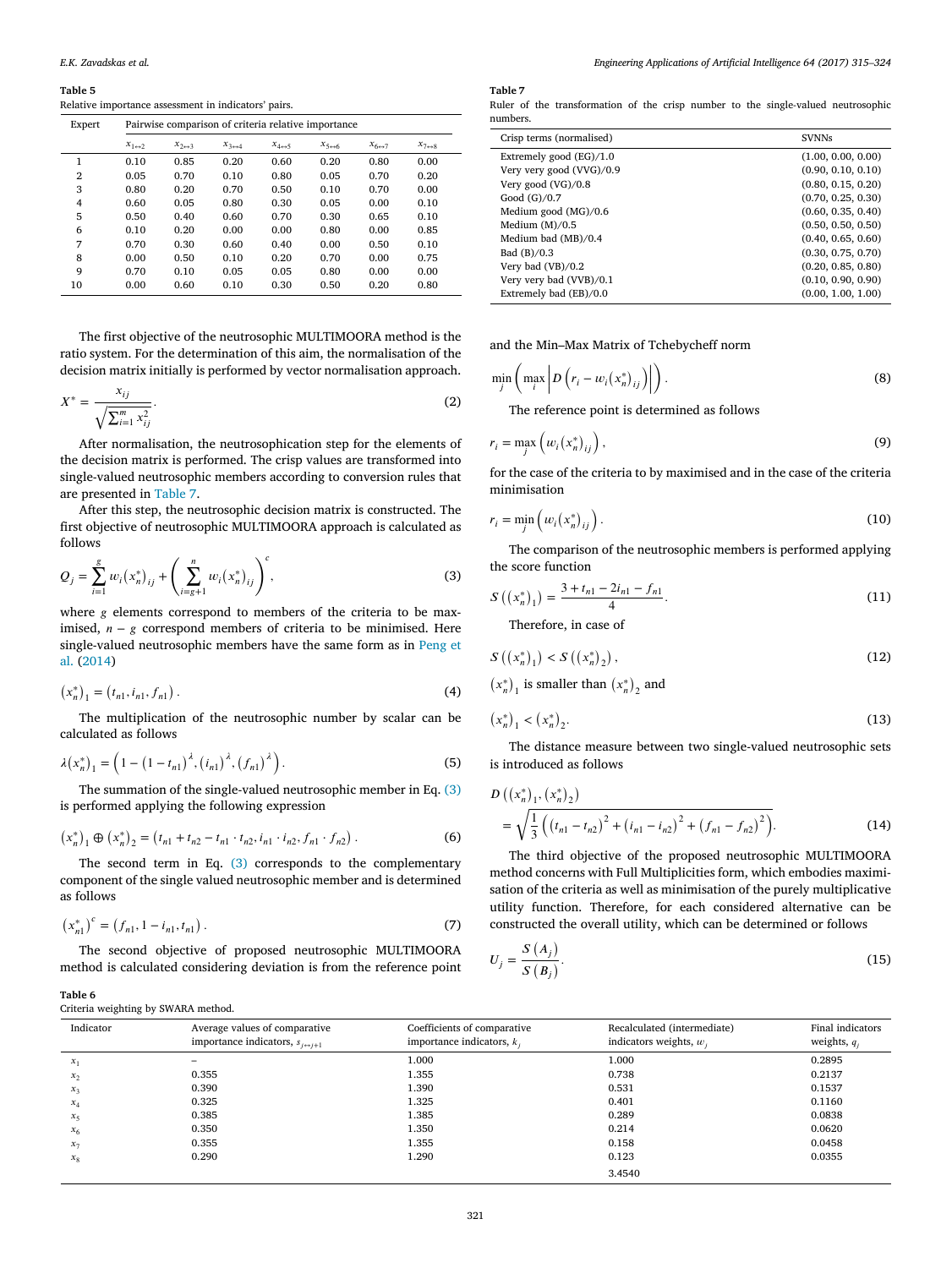**Table 5**
Relative importance assessment in indicators' pairs.

| Expert | Pairwise comparison of criteria relative importance | | | | | | |
|---|---|---|---|---|---|---|---|
| | $x_{1\leftrightarrow 2}$ | $x_{2\leftrightarrow 3}$ | $x_{3\leftrightarrow 4}$ | $x_{4\leftrightarrow 5}$ | $x_{5\leftrightarrow 6}$ | $x_{6\leftrightarrow 7}$ | $x_{7\leftrightarrow 8}$ |
| 1 | 0.10 | 0.85 | 0.20 | 0.60 | 0.20 | 0.80 | 0.00 |
| 2 | 0.05 | 0.70 | 0.10 | 0.80 | 0.05 | 0.70 | 0.20 |
| 3 | 0.80 | 0.20 | 0.70 | 0.50 | 0.10 | 0.70 | 0.00 |
| 4 | 0.60 | 0.05 | 0.80 | 0.30 | 0.05 | 0.00 | 0.10 |
| 5 | 0.50 | 0.40 | 0.60 | 0.70 | 0.30 | 0.65 | 0.10 |
| 6 | 0.10 | 0.20 | 0.00 | 0.00 | 0.80 | 0.00 | 0.85 |
| 7 | 0.70 | 0.30 | 0.60 | 0.40 | 0.00 | 0.50 | 0.10 |
| 8 | 0.00 | 0.50 | 0.10 | 0.20 | 0.70 | 0.00 | 0.75 |
| 9 | 0.70 | 0.10 | 0.05 | 0.05 | 0.80 | 0.00 | 0.00 |
| 10 | 0.00 | 0.60 | 0.10 | 0.30 | 0.50 | 0.20 | 0.80 |

The first objective of the neutrosophic MULTIMOORA method is the ratio system. For the determination of this aim, the normalisation of the decision matrix initially is performed by vector normalisation approach.

$$X^* = \frac{x_{ij}}{\sqrt{\sum_{i=1}^{m} x_{ij}^2}}. \tag{2}$$

After normalisation, the neutrosophication step for the elements of the decision matrix is performed. The crisp values are transformed into single-valued neutrosophic members according to conversion rules that are presented in Table 7.

After this step, the neutrosophic decision matrix is constructed. The first objective of neutrosophic MULTIMOORA approach is calculated as follows

$$Q_j = \sum_{i=1}^{g} w_i \left(x_n^*\right)_{ij} + \left(\sum_{i=g+1}^{n} w_i \left(x_n^*\right)_{ij}\right)^c, \tag{3}$$

where $g$ elements correspond to members of the criteria to be maximised, $n - g$ correspond members of criteria to be minimised. Here single-valued neutrosophic members have the same form as in Peng et al. (2014)

$$\left(x_n^*\right)_1 = \left(t_{n1}, i_{n1}, f_{n1}\right). \tag{4}$$

The multiplication of the neutrosophic number by scalar can be calculated as follows

$$\lambda \left(x_n^*\right)_1 = \left(1 - \left(1 - t_{n1}\right)^{\lambda}, \left(i_{n1}\right)^{\lambda}, \left(f_{n1}\right)^{\lambda}\right). \tag{5}$$

The summation of the single-valued neutrosophic member in Eq. (3) is performed applying the following expression

$$\left(x_n^*\right)_1 \oplus \left(x_n^*\right)_2 = \left(t_{n1} + t_{n2} - t_{n1} \cdot t_{n2}, i_{n1} \cdot i_{n2}, f_{n1} \cdot f_{n2}\right). \tag{6}$$

The second term in Eq. (3) corresponds to the complementary component of the single valued neutrosophic member and is determined as follows

$$\left(x_{n1}^*\right)^c = \left(f_{n1}, 1 - i_{n1}, t_{n1}\right). \tag{7}$$

The second objective of proposed neutrosophic MULTIMOORA method is calculated considering deviation is from the reference point and the Min–Max Matrix of Tchebycheff norm

$$\min_j \left( \max_i \left| D\left(r_i - w_i \left(x_n^*\right)_{ij}\right) \right| \right). \tag{8}$$

The reference point is determined as follows

$$r_i = \max_j \left(w_i \left(x_n^*\right)_{ij}\right), \tag{9}$$

for the case of the criteria to by maximised and in the case of the criteria minimisation

$$r_i = \min_j \left(w_i \left(x_n^*\right)_{ij}\right). \tag{10}$$

The comparison of the neutrosophic members is performed applying the score function

$$S\left(\left(x_n^*\right)_1\right) = \frac{3 + t_{n1} - 2i_{n1} - f_{n1}}{4}. \tag{11}$$

Therefore, in case of

$$S\left(\left(x_n^*\right)_1\right) < S\left(\left(x_n^*\right)_2\right), \tag{12}$$

$\left(x_n^*\right)_1$ is smaller than $\left(x_n^*\right)_2$ and

$$\left(x_n^*\right)_1 < \left(x_n^*\right)_2. \tag{13}$$

The distance measure between two single-valued neutrosophic sets is introduced as follows

$$D\left(\left(x_n^*\right)_1, \left(x_n^*\right)_2\right) = \sqrt{\frac{1}{3}\left(\left(t_{n1} - t_{n2}\right)^2 + \left(i_{n1} - i_{n2}\right)^2 + \left(f_{n1} - f_{n2}\right)^2\right)}. \tag{14}$$

The third objective of the proposed neutrosophic MULTIMOORA method concerns with Full Multiplicities form, which embodies maximisation of the criteria as well as minimisation of the purely multiplicative utility function. Therefore, for each considered alternative can be constructed the overall utility, which can be determined or follows

$$U_j = \frac{S\left(A_j\right)}{S\left(B_j\right)}. \tag{15}$$

**Table 7**
Ruler of the transformation of the crisp number to the single-valued neutrosophic numbers.

| Crisp terms (normalised) | SVNNs |
|---|---|
| Extremely good (EG)/1.0 | (1.00, 0.00, 0.00) |
| Very very good (VVG)/0.9 | (0.90, 0.10, 0.10) |
| Very good (VG)/0.8 | (0.80, 0.15, 0.20) |
| Good (G)/0.7 | (0.70, 0.25, 0.30) |
| Medium good (MG)/0.6 | (0.60, 0.35, 0.40) |
| Medium (M)/0.5 | (0.50, 0.50, 0.50) |
| Medium bad (MB)/0.4 | (0.40, 0.65, 0.60) |
| Bad (B)/0.3 | (0.30, 0.75, 0.70) |
| Very bad (VB)/0.2 | (0.20, 0.85, 0.80) |
| Very very bad (VVB)/0.1 | (0.10, 0.90, 0.90) |
| Extremely bad (EB)/0.0 | (0.00, 1.00, 1.00) |

**Table 6**
Criteria weighting by SWARA method.

| Indicator | Average values of comparative importance indicators, $s_{j\leftrightarrow j+1}$ | Coefficients of comparative importance indicators, $k_j$ | Recalculated (intermediate) indicators weights, $w_j$ | Final indicators weights, $q_j$ |
|---|---|---|---|---|
| $x_1$ | – | 1.000 | 1.000 | 0.2895 |
| $x_2$ | 0.355 | 1.355 | 0.738 | 0.2137 |
| $x_3$ | 0.390 | 1.390 | 0.531 | 0.1537 |
| $x_4$ | 0.325 | 1.325 | 0.401 | 0.1160 |
| $x_5$ | 0.385 | 1.385 | 0.289 | 0.0838 |
| $x_6$ | 0.350 | 1.350 | 0.214 | 0.0620 |
| $x_7$ | 0.355 | 1.355 | 0.158 | 0.0458 |
| $x_8$ | 0.290 | 1.290 | 0.123 | 0.0355 |
| | | | 3.4540 | |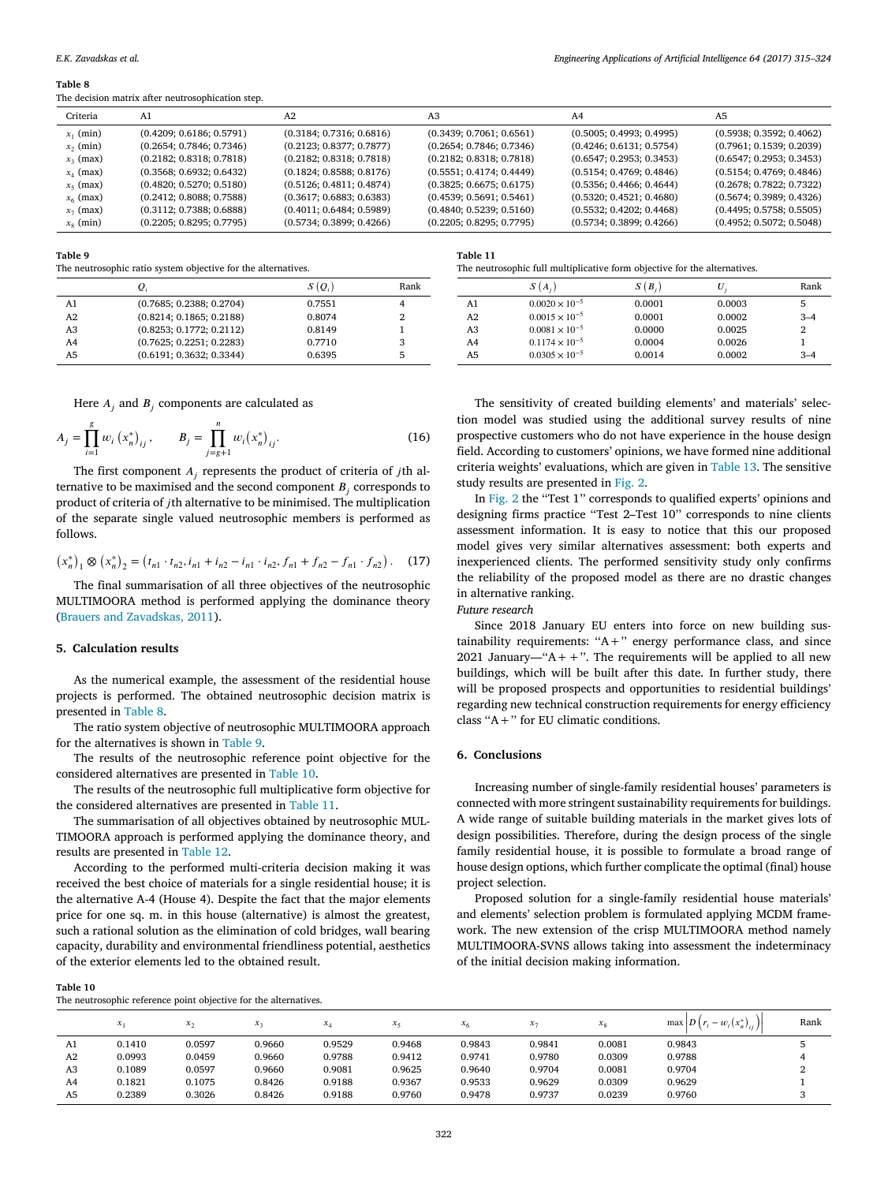**Table 8**
The decision matrix after neutrosophication step.

| Criteria | A1 | A2 | A3 | A4 | A5 |
|---|---|---|---|---|---|
| $x_1$ (min) | (0.4209; 0.6186; 0.5791) | (0.3184; 0.7316; 0.6816) | (0.3439; 0.7061; 0.6561) | (0.5005; 0.4993; 0.4995) | (0.5938; 0.3592; 0.4062) |
| $x_2$ (min) | (0.2654; 0.7846; 0.7346) | (0.2123; 0.8377; 0.7877) | (0.2654; 0.7846; 0.7346) | (0.4246; 0.6131; 0.5754) | (0.7961; 0.1539; 0.2039) |
| $x_3$ (max) | (0.2182; 0.8318; 0.7818) | (0.2182; 0.8318; 0.7818) | (0.2182; 0.8318; 0.7818) | (0.6547; 0.2953; 0.3453) | (0.6547; 0.2953; 0.3453) |
| $x_4$ (max) | (0.3568; 0.6932; 0.6432) | (0.1824; 0.8588; 0.8176) | (0.5551; 0.4174; 0.4449) | (0.5154; 0.4769; 0.4846) | (0.5154; 0.4769; 0.4846) |
| $x_5$ (max) | (0.4820; 0.5270; 0.5180) | (0.5126; 0.4811; 0.4874) | (0.3825; 0.6675; 0.6175) | (0.5356; 0.4466; 0.4644) | (0.2678; 0.7822; 0.7322) |
| $x_6$ (max) | (0.2412; 0.8088; 0.7588) | (0.3617; 0.6883; 0.6383) | (0.4539; 0.5691; 0.5461) | (0.5320; 0.4521; 0.4680) | (0.5674; 0.3989; 0.4326) |
| $x_7$ (max) | (0.3112; 0.7388; 0.6888) | (0.4011; 0.6484; 0.5989) | (0.4840; 0.5239; 0.5160) | (0.5532; 0.4202; 0.4468) | (0.4495; 0.5758; 0.5505) |
| $x_8$ (min) | (0.2205; 0.8295; 0.7795) | (0.5734; 0.3899; 0.4266) | (0.2205; 0.8295; 0.7795) | (0.5734; 0.3899; 0.4266) | (0.4952; 0.5072; 0.5048) |

**Table 9**
The neutrosophic ratio system objective for the alternatives.

| | $Q_i$ | $S(Q_i)$ | Rank |
|---|---|---|---|
| A1 | (0.7685; 0.2388; 0.2704) | 0.7551 | 4 |
| A2 | (0.8214; 0.1865; 0.2188) | 0.8074 | 2 |
| A3 | (0.8253; 0.1772; 0.2112) | 0.8149 | 1 |
| A4 | (0.7625; 0.2251; 0.2283) | 0.7710 | 3 |
| A5 | (0.6191; 0.3632; 0.3344) | 0.6395 | 5 |

Here $A_j$ and $B_j$ components are calculated as

$$A_j = \prod_{i=1}^{g} w_i \left(x_n^*\right)_{ij}, \qquad B_j = \prod_{j=g+1}^{n} w_i \left(x_n^*\right)_{ij}. \tag{16}$$

The first component $A_j$ represents the product of criteria of $j$th alternative to be maximised and the second component $B_j$ corresponds to product of criteria of $j$th alternative to be minimised. The multiplication of the separate single valued neutrosophic members is performed as follows.

$$\left(x_n^*\right)_1 \otimes \left(x_n^*\right)_2 = \left(t_{n1} \cdot t_{n2}, i_{n1} + i_{n2} - i_{n1} \cdot i_{n2}, f_{n1} + f_{n2} - f_{n1} \cdot f_{n2}\right). \tag{17}$$

The final summarisation of all three objectives of the neutrosophic MULTIMOORA method is performed applying the dominance theory (Brauers and Zavadskas, 2011).

## 5. Calculation results

As the numerical example, the assessment of the residential house projects is performed. The obtained neutrosophic decision matrix is presented in Table 8.

The ratio system objective of neutrosophic MULTIMOORA approach for the alternatives is shown in Table 9.

The results of the neutrosophic reference point objective for the considered alternatives are presented in Table 10.

The results of the neutrosophic full multiplicative form objective for the considered alternatives are presented in Table 11.

The summarisation of all objectives obtained by neutrosophic MULTIMOORA approach is performed applying the dominance theory, and results are presented in Table 12.

According to the performed multi-criteria decision making it was received the best choice of materials for a single residential house; it is the alternative A-4 (House 4). Despite the fact that the major elements price for one sq. m. in this house (alternative) is almost the greatest, such a rational solution as the elimination of cold bridges, wall bearing capacity, durability and environmental friendliness potential, aesthetics of the exterior elements led to the obtained result.

**Table 11**
The neutrosophic full multiplicative form objective for the alternatives.

| | $S(A_j)$ | $S(B_j)$ | $U_j$ | Rank |
|---|---|---|---|---|
| A1 | $0.0020 \times 10^{-5}$ | 0.0001 | 0.0003 | 5 |
| A2 | $0.0015 \times 10^{-5}$ | 0.0001 | 0.0002 | 3–4 |
| A3 | $0.0081 \times 10^{-5}$ | 0.0000 | 0.0025 | 2 |
| A4 | $0.1174 \times 10^{-5}$ | 0.0004 | 0.0026 | 1 |
| A5 | $0.0305 \times 10^{-5}$ | 0.0014 | 0.0002 | 3–4 |

The sensitivity of created building elements' and materials' selection model was studied using the additional survey results of nine prospective customers who do not have experience in the house design field. According to customers' opinions, we have formed nine additional criteria weights' evaluations, which are given in Table 13. The sensitive study results are presented in Fig. 2.

In Fig. 2 the "Test 1" corresponds to qualified experts' opinions and designing firms practice "Test 2–Test 10" corresponds to nine clients assessment information. It is easy to notice that this our proposed model gives very similar alternatives assessment: both experts and inexperienced clients. The performed sensitivity study only confirms the reliability of the proposed model as there are no drastic changes in alternative ranking.

*Future research*

Since 2018 January EU enters into force on new building sustainability requirements: "A+" energy performance class, and since 2021 January—"A++". The requirements will be applied to all new buildings, which will be built after this date. In further study, there will be proposed prospects and opportunities to residential buildings' regarding new technical construction requirements for energy efficiency class "A+" for EU climatic conditions.

## 6. Conclusions

Increasing number of single-family residential houses' parameters is connected with more stringent sustainability requirements for buildings. A wide range of suitable building materials in the market gives lots of design possibilities. Therefore, during the design process of the single family residential house, it is possible to formulate a broad range of house design options, which further complicate the optimal (final) house project selection.

Proposed solution for a single-family residential house materials' and elements' selection problem is formulated applying MCDM framework. The new extension of the crisp MULTIMOORA method namely MULTIMOORA-SVNS allows taking into assessment the indeterminacy of the initial decision making information.

**Table 10**
The neutrosophic reference point objective for the alternatives.

| | $x_1$ | $x_2$ | $x_3$ | $x_4$ | $x_5$ | $x_6$ | $x_7$ | $x_8$ | $\max\left\|D\left(r_i - w_i\left(x_n^*\right)_{ij}\right)\right\|$ | Rank |
|---|---|---|---|---|---|---|---|---|---|---|
| A1 | 0.1410 | 0.0597 | 0.9660 | 0.9529 | 0.9468 | 0.9843 | 0.9841 | 0.0081 | 0.9843 | 5 |
| A2 | 0.0993 | 0.0459 | 0.9660 | 0.9788 | 0.9412 | 0.9741 | 0.9780 | 0.0309 | 0.9788 | 4 |
| A3 | 0.1089 | 0.0597 | 0.9660 | 0.9081 | 0.9625 | 0.9640 | 0.9704 | 0.0081 | 0.9704 | 2 |
| A4 | 0.1821 | 0.1075 | 0.8426 | 0.9188 | 0.9367 | 0.9533 | 0.9629 | 0.0309 | 0.9629 | 1 |
| A5 | 0.2389 | 0.3026 | 0.8426 | 0.9188 | 0.9760 | 0.9478 | 0.9737 | 0.0239 | 0.9760 | 3 |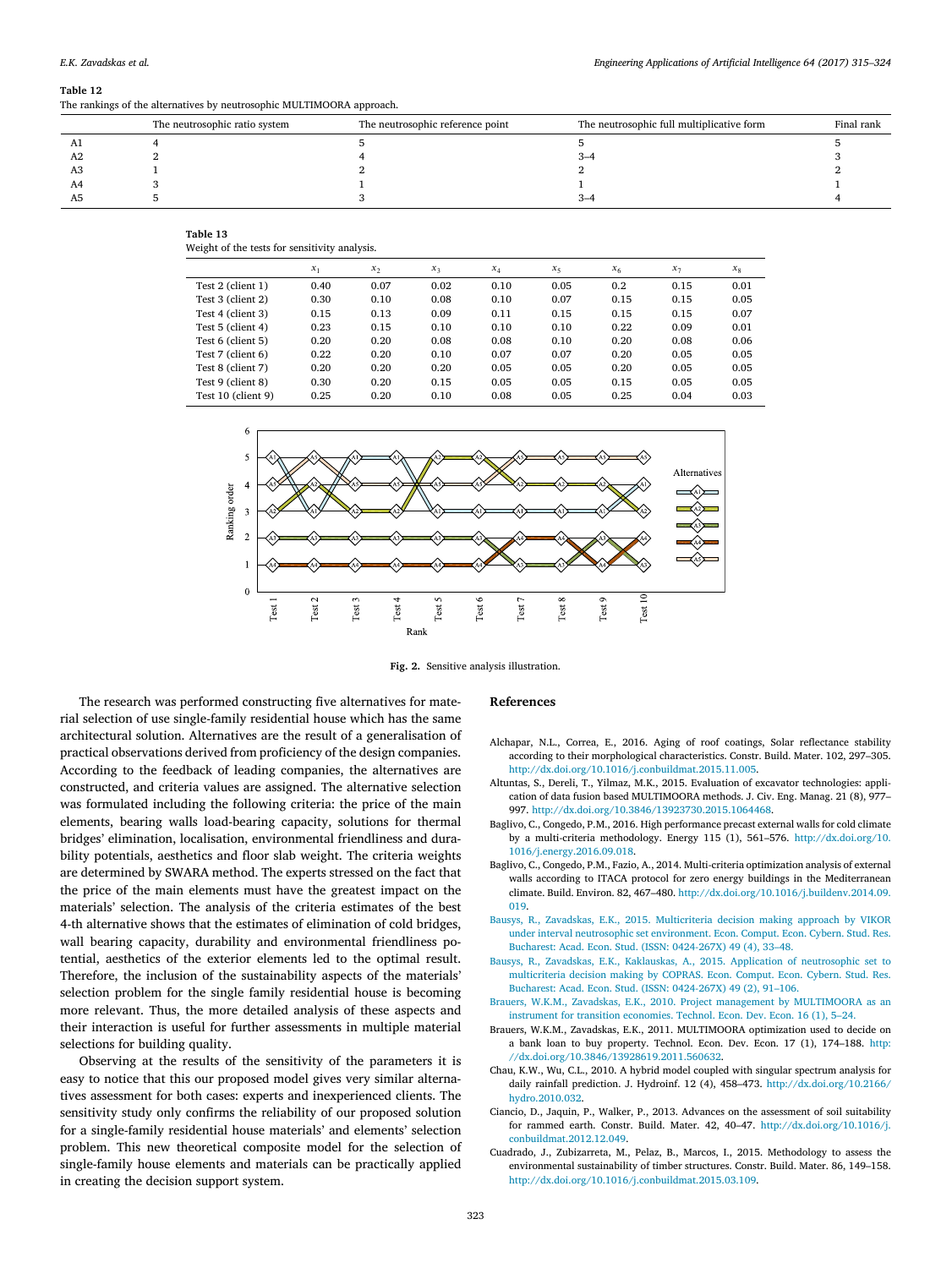**Table 12**
The rankings of the alternatives by neutrosophic MULTIMOORA approach.

| | The neutrosophic ratio system | The neutrosophic reference point | The neutrosophic full multiplicative form | Final rank |
|---|---|---|---|---|
| A1 | 4 | 5 | 5 | 5 |
| A2 | 2 | 4 | 3–4 | 3 |
| A3 | 1 | 2 | 2 | 2 |
| A4 | 3 | 1 | 1 | 1 |
| A5 | 5 | 3 | 3–4 | 4 |

**Table 13**
Weight of the tests for sensitivity analysis.

| | $x_1$ | $x_2$ | $x_3$ | $x_4$ | $x_5$ | $x_6$ | $x_7$ | $x_8$ |
|---|---|---|---|---|---|---|---|---|
| Test 2 (client 1) | 0.40 | 0.07 | 0.02 | 0.10 | 0.05 | 0.2 | 0.15 | 0.01 |
| Test 3 (client 2) | 0.30 | 0.10 | 0.08 | 0.10 | 0.07 | 0.15 | 0.15 | 0.05 |
| Test 4 (client 3) | 0.15 | 0.13 | 0.09 | 0.11 | 0.15 | 0.15 | 0.15 | 0.07 |
| Test 5 (client 4) | 0.23 | 0.15 | 0.10 | 0.10 | 0.10 | 0.22 | 0.09 | 0.01 |
| Test 6 (client 5) | 0.20 | 0.20 | 0.08 | 0.08 | 0.10 | 0.20 | 0.08 | 0.06 |
| Test 7 (client 6) | 0.22 | 0.20 | 0.10 | 0.07 | 0.07 | 0.20 | 0.05 | 0.05 |
| Test 8 (client 7) | 0.20 | 0.20 | 0.20 | 0.05 | 0.05 | 0.20 | 0.05 | 0.05 |
| Test 9 (client 8) | 0.30 | 0.20 | 0.15 | 0.05 | 0.05 | 0.15 | 0.05 | 0.05 |
| Test 10 (client 9) | 0.25 | 0.20 | 0.10 | 0.08 | 0.05 | 0.25 | 0.04 | 0.03 |

**Fig. 2.** Sensitive analysis illustration.

The research was performed constructing five alternatives for material selection of use single-family residential house which has the same architectural solution. Alternatives are the result of a generalisation of practical observations derived from proficiency of the design companies. According to the feedback of leading companies, the alternatives are constructed, and criteria values are assigned. The alternative selection was formulated including the following criteria: the price of the main elements, bearing walls load-bearing capacity, solutions for thermal bridges' elimination, localisation, environmental friendliness and durability potentials, aesthetics and floor slab weight. The criteria weights are determined by SWARA method. The experts stressed on the fact that the price of the main elements must have the greatest impact on the materials' selection. The analysis of the criteria estimates of the best 4-th alternative shows that the estimates of elimination of cold bridges, wall bearing capacity, durability and environmental friendliness potential, aesthetics of the exterior elements led to the optimal result. Therefore, the inclusion of the sustainability aspects of the materials' selection problem for the single family residential house is becoming more relevant. Thus, the more detailed analysis of these aspects and their interaction is useful for further assessments in multiple material selections for building quality.

Observing at the results of the sensitivity of the parameters it is easy to notice that this our proposed model gives very similar alternatives assessment for both cases: experts and inexperienced clients. The sensitivity study only confirms the reliability of our proposed solution for a single-family residential house materials' and elements' selection problem. This new theoretical composite model for the selection of single-family house elements and materials can be practically applied in creating the decision support system.

## References

Alchapar, N.L., Correa, E., 2016. Aging of roof coatings, Solar reflectance stability according to their morphological characteristics. Constr. Build. Mater. 102, 297–305. http://dx.doi.org/10.1016/j.conbuildmat.2015.11.005.

Altuntas, S., Dereli, T., Yilmaz, M.K., 2015. Evaluation of excavator technologies: application of data fusion based MULTIMOORA methods. J. Civ. Eng. Manag. 21 (8), 977–997. http://dx.doi.org/10.3846/13923730.2015.1064468.

Baglivo, C., Congedo, P.M., 2016. High performance precast external walls for cold climate by a multi-criteria methodology. Energy 115 (1), 561–576. http://dx.doi.org/10.1016/j.energy.2016.09.018.

Baglivo, C., Congedo, P.M., Fazio, A., 2014. Multi-criteria optimization analysis of external walls according to ITACA protocol for zero energy buildings in the Mediterranean climate. Build. Environ. 82, 467–480. http://dx.doi.org/10.1016/j.buildenv.2014.09.019.

Bausys, R., Zavadskas, E.K., 2015. Multicriteria decision making approach by VIKOR under interval neutrosophic set environment. Econ. Comput. Econ. Cybern. Stud. Res. Bucharest: Acad. Econ. Stud. (ISSN: 0424-267X) 49 (4), 33–48.

Bausys, R., Zavadskas, E.K., Kaklauskas, A., 2015. Application of neutrosophic set to multicriteria decision making by COPRAS. Econ. Comput. Econ. Cybern. Stud. Res. Bucharest: Acad. Econ. Stud. (ISSN: 0424-267X) 49 (2), 91–106.

Brauers, W.K.M., Zavadskas, E.K., 2010. Project management by MULTIMOORA as an instrument for transition economies. Technol. Econ. Dev. Econ. 16 (1), 5–24.

Brauers, W.K.M., Zavadskas, E.K., 2011. MULTIMOORA optimization used to decide on a bank loan to buy property. Technol. Econ. Dev. Econ. 17 (1), 174–188. http://dx.doi.org/10.3846/13928619.2011.560632.

Chau, K.W., Wu, C.L., 2010. A hybrid model coupled with singular spectrum analysis for daily rainfall prediction. J. Hydroinf. 12 (4), 458–473. http://dx.doi.org/10.2166/hydro.2010.032.

Ciancio, D., Jaquin, P., Walker, P., 2013. Advances on the assessment of soil suitability for rammed earth. Constr. Build. Mater. 42, 40–47. http://dx.doi.org/10.1016/j.conbuildmat.2012.12.049.

Cuadrado, J., Zubizarreta, M., Pelaz, B., Marcos, I., 2015. Methodology to assess the environmental sustainability of timber structures. Constr. Build. Mater. 86, 149–158. http://dx.doi.org/10.1016/j.conbuildmat.2015.03.109.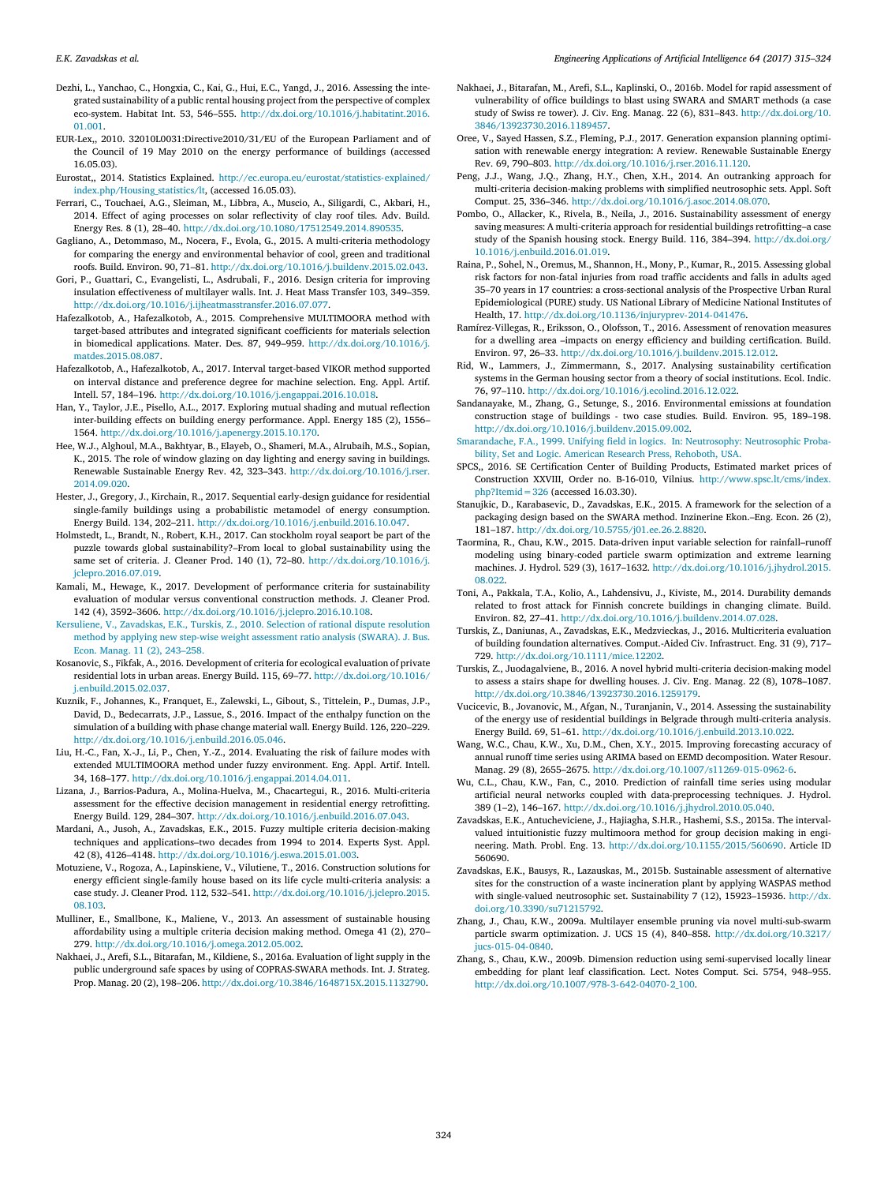Dezhi, L., Yanchao, C., Hongxia, C., Kai, G., Hui, E.C., Yangd, J., 2016. Assessing the integrated sustainability of a public rental housing project from the perspective of complex eco-system. Habitat Int. 53, 546–555. http://dx.doi.org/10.1016/j.habitatint.2016.01.001.

EUR-Lex,, 2010. 32010L0031:Directive2010/31/EU of the European Parliament and of the Council of 19 May 2010 on the energy performance of buildings (accessed 16.05.03).

Eurostat,, 2014. Statistics Explained. http://ec.europa.eu/eurostat/statistics-explained/index.php/Housing_statistics/lt, (accessed 16.05.03).

Ferrari, C., Touchaei, A.G., Sleiman, M., Libbra, A., Muscio, A., Siligardi, C., Akbari, H., 2014. Effect of aging processes on solar reflectivity of clay roof tiles. Adv. Build. Energy Res. 8 (1), 28–40. http://dx.doi.org/10.1080/17512549.2014.890535.

Gagliano, A., Detommaso, M., Nocera, F., Evola, G., 2015. A multi-criteria methodology for comparing the energy and environmental behavior of cool, green and traditional roofs. Build. Environ. 90, 71–81. http://dx.doi.org/10.1016/j.buildenv.2015.02.043.

Gori, P., Guattari, C., Evangelisti, L., Asdrubali, F., 2016. Design criteria for improving insulation effectiveness of multilayer walls. Int. J. Heat Mass Transfer 103, 349–359. http://dx.doi.org/10.1016/j.ijheatmasstransfer.2016.07.077.

Hafezalkotob, A., Hafezalkotob, A., 2015. Comprehensive MULTIMOORA method with target-based attributes and integrated significant coefficients for materials selection in biomedical applications. Mater. Des. 87, 949–959. http://dx.doi.org/10.1016/j.matdes.2015.08.087.

Hafezalkotob, A., Hafezalkotob, A., 2017. Interval target-based VIKOR method supported on interval distance and preference degree for machine selection. Eng. Appl. Artif. Intell. 57, 184–196. http://dx.doi.org/10.1016/j.engappai.2016.10.018.

Han, Y., Taylor, J.E., Pisello, A.L., 2017. Exploring mutual shading and mutual reflection inter-building effects on building energy performance. Appl. Energy 185 (2), 1556–1564. http://dx.doi.org/10.1016/j.apenergy.2015.10.170.

Hee, W.J., Alghoul, M.A., Bakhtyar, B., Elayeb, O., Shameri, M.A., Alrubaih, M.S., Sopian, K., 2015. The role of window glazing on day lighting and energy saving in buildings. Renewable Sustainable Energy Rev. 42, 323–343. http://dx.doi.org/10.1016/j.rser.2014.09.020.

Hester, J., Gregory, J., Kirchain, R., 2017. Sequential early-design guidance for residential single-family buildings using a probabilistic metamodel of energy consumption. Energy Build. 134, 202–211. http://dx.doi.org/10.1016/j.enbuild.2016.10.047.

Holmstedt, L., Brandt, N., Robert, K.H., 2017. Can stockholm royal seaport be part of the puzzle towards global sustainability?–From local to global sustainability using the same set of criteria. J. Cleaner Prod. 140 (1), 72–80. http://dx.doi.org/10.1016/j.jclepro.2016.07.019.

Kamali, M., Hewage, K., 2017. Development of performance criteria for sustainability evaluation of modular versus conventional construction methods. J. Cleaner Prod. 142 (4), 3592–3606. http://dx.doi.org/10.1016/j.jclepro.2016.10.108.

Kersuliene, V., Zavadskas, E.K., Turskis, Z., 2010. Selection of rational dispute resolution method by applying new step-wise weight assessment ratio analysis (SWARA). J. Bus. Econ. Manag. 11 (2), 243–258.

Kosanovic, S., Fikfak, A., 2016. Development of criteria for ecological evaluation of private residential lots in urban areas. Energy Build. 115, 69–77. http://dx.doi.org/10.1016/j.enbuild.2015.02.037.

Kuznik, F., Johannes, K., Franquet, E., Zalewski, L., Gibout, S., Tittelein, P., Dumas, J.P., David, D., Bedecarrats, J.P., Lassue, S., 2016. Impact of the enthalpy function on the simulation of a building with phase change material wall. Energy Build. 126, 220–229. http://dx.doi.org/10.1016/j.enbuild.2016.05.046.

Liu, H.-C., Fan, X.-J., Li, P., Chen, Y.-Z., 2014. Evaluating the risk of failure modes with extended MULTIMOORA method under fuzzy environment. Eng. Appl. Artif. Intell. 34, 168–177. http://dx.doi.org/10.1016/j.engappai.2014.04.011.

Lizana, J., Barrios-Padura, A., Molina-Huelva, M., Chacartegui, R., 2016. Multi-criteria assessment for the effective decision management in residential energy retrofitting. Energy Build. 129, 284–307. http://dx.doi.org/10.1016/j.enbuild.2016.07.043.

Mardani, A., Jusoh, A., Zavadskas, E.K., 2015. Fuzzy multiple criteria decision-making techniques and applications–two decades from 1994 to 2014. Experts Syst. Appl. 42 (8), 4126–4148. http://dx.doi.org/10.1016/j.eswa.2015.01.003.

Motuziene, V., Rogoza, A., Lapinskiene, V., Vilutiene, T., 2016. Construction solutions for energy efficient single-family house based on its life cycle multi-criteria analysis: a case study. J. Cleaner Prod. 112, 532–541. http://dx.doi.org/10.1016/j.jclepro.2015.08.103.

Mulliner, E., Smallbone, K., Maliene, V., 2013. An assessment of sustainable housing affordability using a multiple criteria decision making method. Omega 41 (2), 270–279. http://dx.doi.org/10.1016/j.omega.2012.05.002.

Nakhaei, J., Arefi, S.L., Bitarafan, M., Kildiene, S., 2016a. Evaluation of light supply in the public underground safe spaces by using of COPRAS-SWARA methods. Int. J. Strateg. Prop. Manag. 20 (2), 198–206. http://dx.doi.org/10.3846/1648715X.2015.1132790.

Nakhaei, J., Bitarafan, M., Arefi, S.L., Kaplinski, O., 2016b. Model for rapid assessment of vulnerability of office buildings to blast using SWARA and SMART methods (a case study of Swiss re tower). J. Civ. Eng. Manag. 22 (6), 831–843. http://dx.doi.org/10.3846/13923730.2016.1189457.

Oree, V., Sayed Hassen, S.Z., Fleming, P.J., 2017. Generation expansion planning optimisation with renewable energy integration: A review. Renewable Sustainable Energy Rev. 69, 790–803. http://dx.doi.org/10.1016/j.rser.2016.11.120.

Peng, J.J., Wang, J.Q., Zhang, H.Y., Chen, X.H., 2014. An outranking approach for multi-criteria decision-making problems with simplified neutrosophic sets. Appl. Soft Comput. 25, 336–346. http://dx.doi.org/10.1016/j.asoc.2014.08.070.

Pombo, O., Allacker, K., Rivela, B., Neila, J., 2016. Sustainability assessment of energy saving measures: A multi-criteria approach for residential buildings retrofitting–a case study of the Spanish housing stock. Energy Build. 116, 384–394. http://dx.doi.org/10.1016/j.enbuild.2016.01.019.

Raina, P., Sohel, N., Oremus, M., Shannon, H., Mony, P., Kumar, R., 2015. Assessing global risk factors for non-fatal injuries from road traffic accidents and falls in adults aged 35–70 years in 17 countries: a cross-sectional analysis of the Prospective Urban Rural Epidemiological (PURE) study. US National Library of Medicine National Institutes of Health, 17. http://dx.doi.org/10.1136/injuryprev-2014-041476.

Ramírez-Villegas, R., Eriksson, O., Olofsson, T., 2016. Assessment of renovation measures for a dwelling area –impacts on energy efficiency and building certification. Build. Environ. 97, 26–33. http://dx.doi.org/10.1016/j.buildenv.2015.12.012.

Rid, W., Lammers, J., Zimmermann, S., 2017. Analysing sustainability certification systems in the German housing sector from a theory of social institutions. Ecol. Indic. 76, 97–110. http://dx.doi.org/10.1016/j.ecolind.2016.12.022.

Sandanayake, M., Zhang, G., Setunge, S., 2016. Environmental emissions at foundation construction stage of buildings - two case studies. Build. Environ. 95, 189–198. http://dx.doi.org/10.1016/j.buildenv.2015.09.002.

Smarandache, F.A., 1999. Unifying field in logics. In: Neutrosophy: Neutrosophic Probability, Set and Logic. American Research Press, Rehoboth, USA.

SPCS,, 2016. SE Certification Center of Building Products, Estimated market prices of Construction XXVIII, Order no. B-16-010, Vilnius. http://www.spsc.lt/cms/index.php?Itemid=326 (accessed 16.03.30).

Stanujkic, D., Karabasevic, D., Zavadskas, E.K., 2015. A framework for the selection of a packaging design based on the SWARA method. Inzinerine Ekon.–Eng. Econ. 26 (2), 181–187. http://dx.doi.org/10.5755/j01.ee.26.2.8820.

Taormina, R., Chau, K.W., 2015. Data-driven input variable selection for rainfall–runoff modeling using binary-coded particle swarm optimization and extreme learning machines. J. Hydrol. 529 (3), 1617–1632. http://dx.doi.org/10.1016/j.jhydrol.2015.08.022.

Toni, A., Pakkala, T.A., Kolio, A., Lahdensivu, J., Kiviste, M., 2014. Durability demands related to frost attack for Finnish concrete buildings in changing climate. Build. Environ. 82, 27–41. http://dx.doi.org/10.1016/j.buildenv.2014.07.028.

Turskis, Z., Daniunas, A., Zavadskas, E.K., Medzvieckas, J., 2016. Multicriteria evaluation of building foundation alternatives. Comput.-Aided Civ. Infrastruct. Eng. 31 (9), 717–729. http://dx.doi.org/10.1111/mice.12202.

Turskis, Z., Juodagalviene, B., 2016. A novel hybrid multi-criteria decision-making model to assess a stairs shape for dwelling houses. J. Civ. Eng. Manag. 22 (8), 1078–1087. http://dx.doi.org/10.3846/13923730.2016.1259179.

Vucicevic, B., Jovanovic, M., Afgan, N., Turanjanin, V., 2014. Assessing the sustainability of the energy use of residential buildings in Belgrade through multi-criteria analysis. Energy Build. 69, 51–61. http://dx.doi.org/10.1016/j.enbuild.2013.10.022.

Wang, W.C., Chau, K.W., Xu, D.M., Chen, X.Y., 2015. Improving forecasting accuracy of annual runoff time series using ARIMA based on EEMD decomposition. Water Resour. Manag. 29 (8), 2655–2675. http://dx.doi.org/10.1007/s11269-015-0962-6.

Wu, C.L., Chau, K.W., Fan, C., 2010. Prediction of rainfall time series using modular artificial neural networks coupled with data-preprocessing techniques. J. Hydrol. 389 (1–2), 146–167. http://dx.doi.org/10.1016/j.jhydrol.2010.05.040.

Zavadskas, E.K., Antucheviciene, J., Hajiagha, S.H.R., Hashemi, S.S., 2015a. The interval-valued intuitionistic fuzzy multimoora method for group decision making in engineering. Math. Probl. Eng. 13. http://dx.doi.org/10.1155/2015/560690. Article ID 560690.

Zavadskas, E.K., Bausys, R., Lazauskas, M., 2015b. Sustainable assessment of alternative sites for the construction of a waste incineration plant by applying WASPAS method with single-valued neutrosophic set. Sustainability 7 (12), 15923–15936. http://dx.doi.org/10.3390/su71215792.

Zhang, J., Chau, K.W., 2009a. Multilayer ensemble pruning via novel multi-sub-swarm particle swarm optimization. J. UCS 15 (4), 840–858. http://dx.doi.org/10.3217/jucs-015-04-0840.

Zhang, S., Chau, K.W., 2009b. Dimension reduction using semi-supervised locally linear embedding for plant leaf classification. Lect. Notes Comput. Sci. 5754, 948–955. http://dx.doi.org/10.1007/978-3-642-04070-2_100.